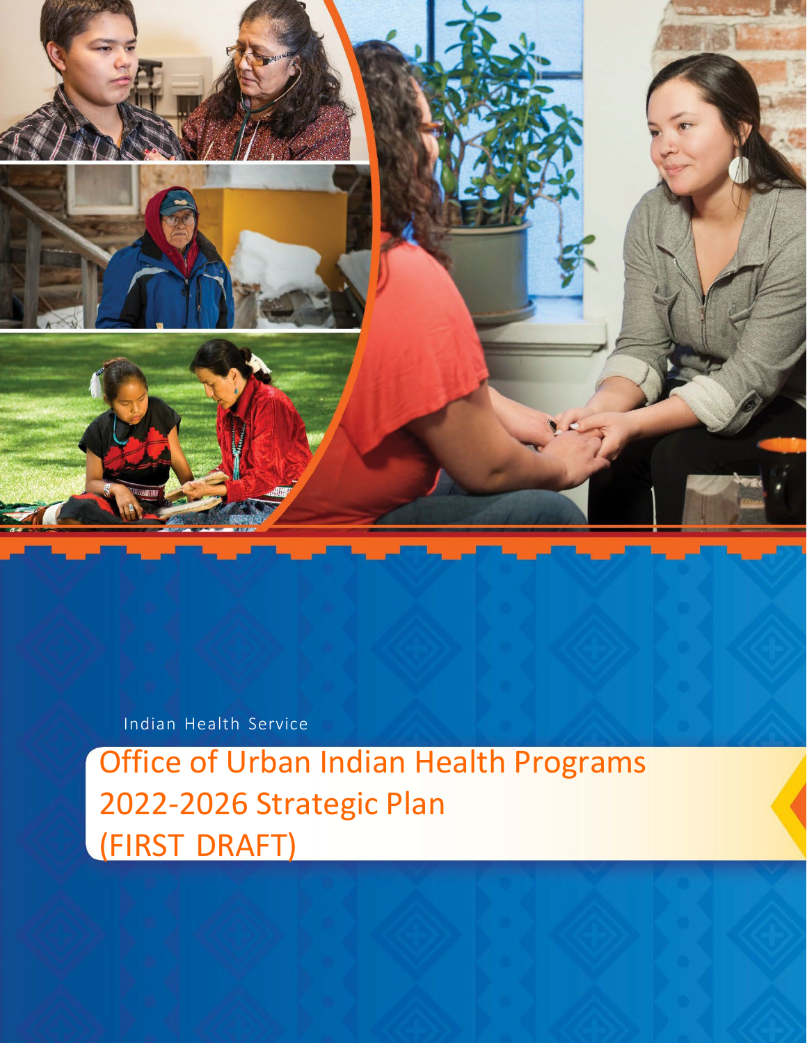Indian Health Service

# Office of Urban Indian Health Programs 2022-2026 Strategic Plan (FIRST DRAFT)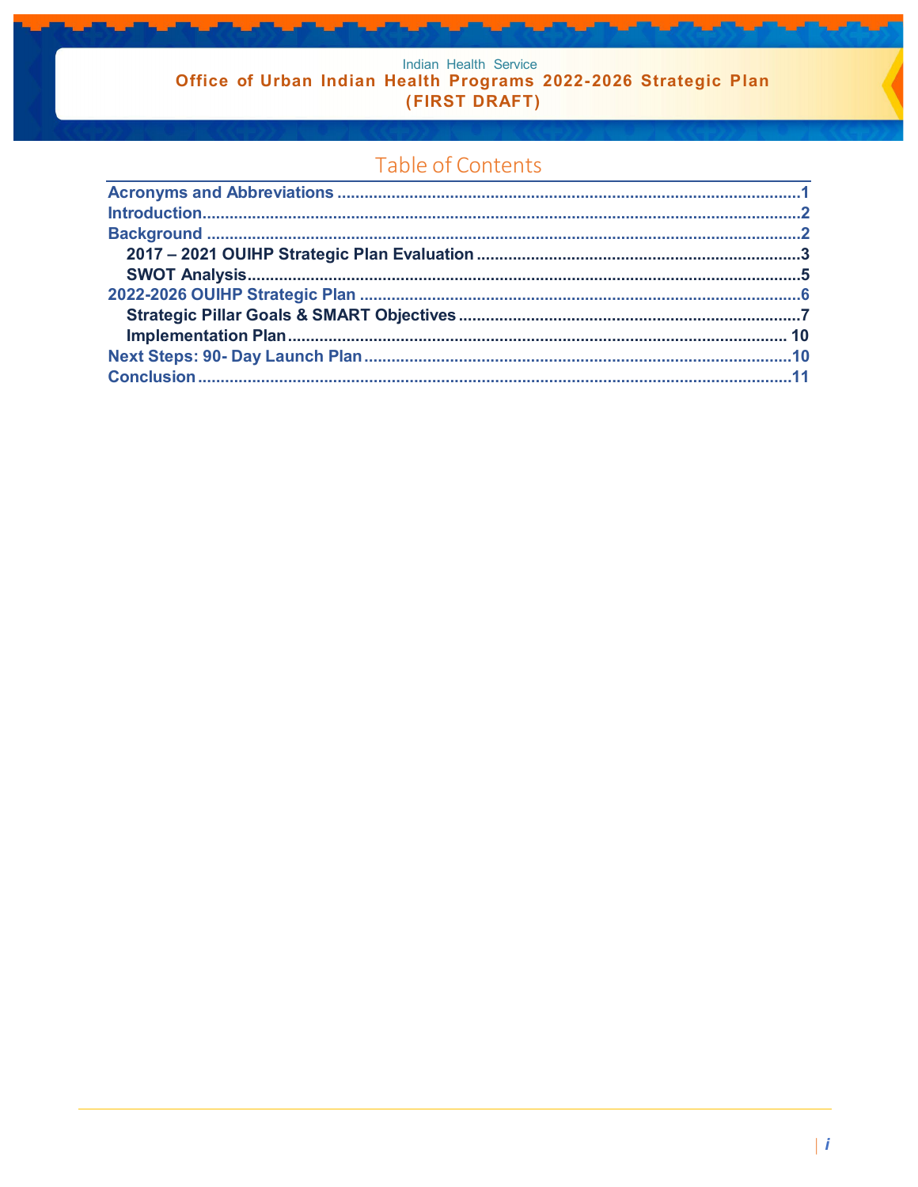Indian Health Service

**Office of Urban Indian Health Programs 2022-2026 Strategic Plan (FIRST DRAFT)**

## Table of Contents

**Acronyms and Abbreviations** .......... 1
**Introduction** .......... 2
**Background** .......... 2
- **2017 – 2021 OUIHP Strategic Plan Evaluation** .......... 3
- **SWOT Analysis** .......... 5

**2022-2026 OUIHP Strategic Plan** .......... 6
- **Strategic Pillar Goals & SMART Objectives** .......... 7
- **Implementation Plan** .......... 10

**Next Steps: 90- Day Launch Plan** .......... 10
**Conclusion** .......... 11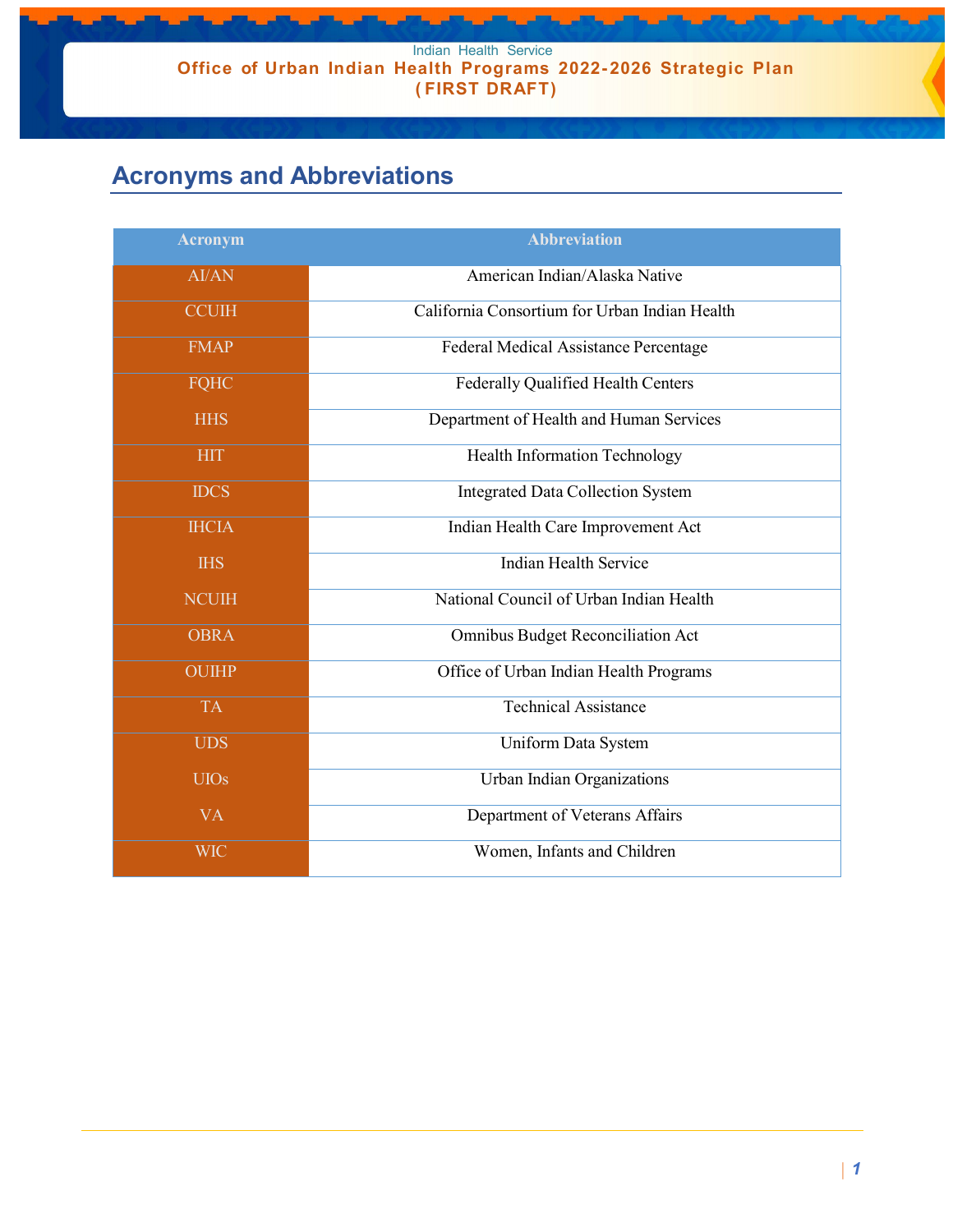## Acronyms and Abbreviations

| Acronym | Abbreviation |
|---|---|
| AI/AN | American Indian/Alaska Native |
| CCUIH | California Consortium for Urban Indian Health |
| FMAP | Federal Medical Assistance Percentage |
| FQHC | Federally Qualified Health Centers |
| HHS | Department of Health and Human Services |
| HIT | Health Information Technology |
| IDCS | Integrated Data Collection System |
| IHCIA | Indian Health Care Improvement Act |
| IHS | Indian Health Service |
| NCUIH | National Council of Urban Indian Health |
| OBRA | Omnibus Budget Reconciliation Act |
| OUIHP | Office of Urban Indian Health Programs |
| TA | Technical Assistance |
| UDS | Uniform Data System |
| UIOs | Urban Indian Organizations |
| VA | Department of Veterans Affairs |
| WIC | Women, Infants and Children |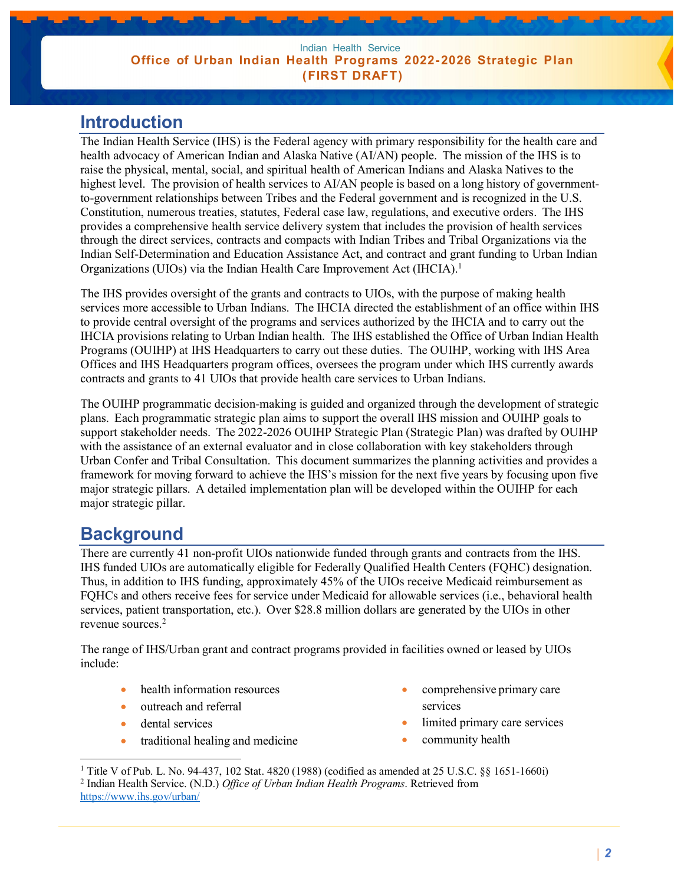## Introduction

The Indian Health Service (IHS) is the Federal agency with primary responsibility for the health care and health advocacy of American Indian and Alaska Native (AI/AN) people. The mission of the IHS is to raise the physical, mental, social, and spiritual health of American Indians and Alaska Natives to the highest level. The provision of health services to AI/AN people is based on a long history of government-to-government relationships between Tribes and the Federal government and is recognized in the U.S. Constitution, numerous treaties, statutes, Federal case law, regulations, and executive orders. The IHS provides a comprehensive health service delivery system that includes the provision of health services through the direct services, contracts and compacts with Indian Tribes and Tribal Organizations via the Indian Self-Determination and Education Assistance Act, and contract and grant funding to Urban Indian Organizations (UIOs) via the Indian Health Care Improvement Act (IHCIA).[1]

The IHS provides oversight of the grants and contracts to UIOs, with the purpose of making health services more accessible to Urban Indians. The IHCIA directed the establishment of an office within IHS to provide central oversight of the programs and services authorized by the IHCIA and to carry out the IHCIA provisions relating to Urban Indian health. The IHS established the Office of Urban Indian Health Programs (OUIHP) at IHS Headquarters to carry out these duties. The OUIHP, working with IHS Area Offices and IHS Headquarters program offices, oversees the program under which IHS currently awards contracts and grants to 41 UIOs that provide health care services to Urban Indians.

The OUIHP programmatic decision-making is guided and organized through the development of strategic plans. Each programmatic strategic plan aims to support the overall IHS mission and OUIHP goals to support stakeholder needs. The 2022-2026 OUIHP Strategic Plan (Strategic Plan) was drafted by OUIHP with the assistance of an external evaluator and in close collaboration with key stakeholders through Urban Confer and Tribal Consultation. This document summarizes the planning activities and provides a framework for moving forward to achieve the IHS's mission for the next five years by focusing upon five major strategic pillars. A detailed implementation plan will be developed within the OUIHP for each major strategic pillar.

## Background

There are currently 41 non-profit UIOs nationwide funded through grants and contracts from the IHS. IHS funded UIOs are automatically eligible for Federally Qualified Health Centers (FQHC) designation. Thus, in addition to IHS funding, approximately 45% of the UIOs receive Medicaid reimbursement as FQHCs and others receive fees for service under Medicaid for allowable services (i.e., behavioral health services, patient transportation, etc.). Over $28.8 million dollars are generated by the UIOs in other revenue sources.[2]

The range of IHS/Urban grant and contract programs provided in facilities owned or leased by UIOs include:

- health information resources
- outreach and referral
- dental services
- traditional healing and medicine
- comprehensive primary care services
- limited primary care services
- community health

---

[1] Title V of Pub. L. No. 94-437, 102 Stat. 4820 (1988) (codified as amended at 25 U.S.C. §§ 1651-1660i)

[2] Indian Health Service. (N.D.) *Office of Urban Indian Health Programs*. Retrieved from https://www.ihs.gov/urban/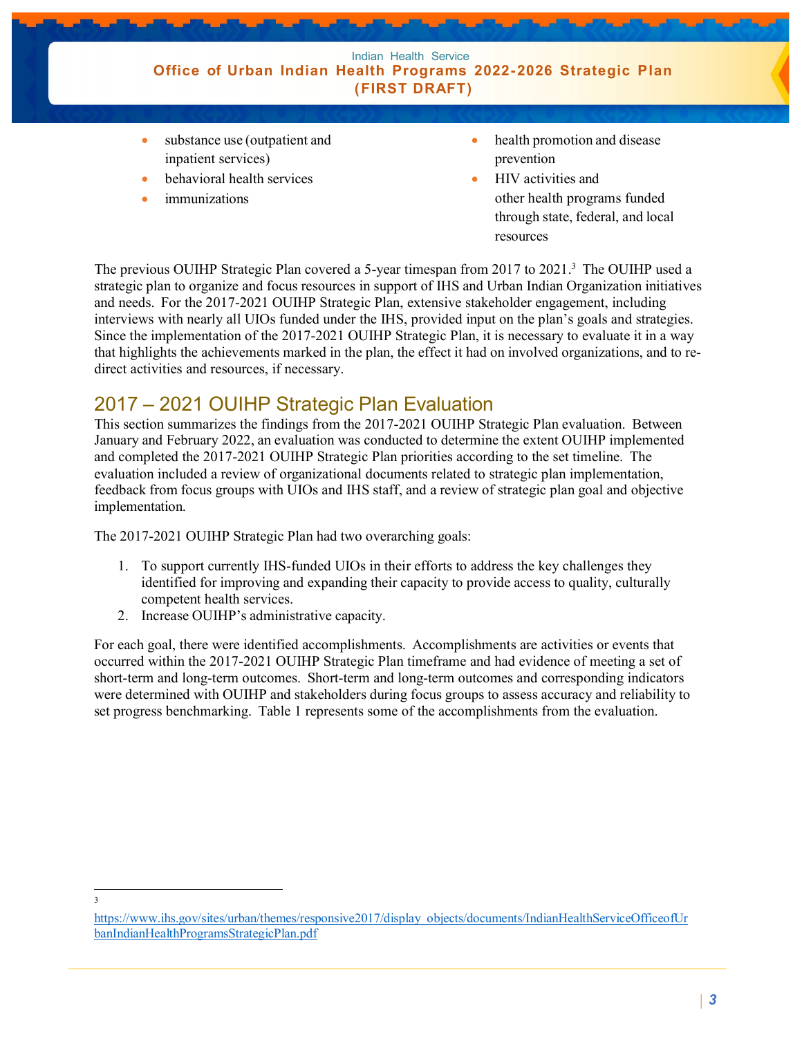- substance use (outpatient and inpatient services)
- behavioral health services
- immunizations
- health promotion and disease prevention
- HIV activities and other health programs funded through state, federal, and local resources

The previous OUIHP Strategic Plan covered a 5-year timespan from 2017 to 2021.[3] The OUIHP used a strategic plan to organize and focus resources in support of IHS and Urban Indian Organization initiatives and needs. For the 2017-2021 OUIHP Strategic Plan, extensive stakeholder engagement, including interviews with nearly all UIOs funded under the IHS, provided input on the plan's goals and strategies. Since the implementation of the 2017-2021 OUIHP Strategic Plan, it is necessary to evaluate it in a way that highlights the achievements marked in the plan, the effect it had on involved organizations, and to re-direct activities and resources, if necessary.

## 2017 – 2021 OUIHP Strategic Plan Evaluation

This section summarizes the findings from the 2017-2021 OUIHP Strategic Plan evaluation. Between January and February 2022, an evaluation was conducted to determine the extent OUIHP implemented and completed the 2017-2021 OUIHP Strategic Plan priorities according to the set timeline. The evaluation included a review of organizational documents related to strategic plan implementation, feedback from focus groups with UIOs and IHS staff, and a review of strategic plan goal and objective implementation.

The 2017-2021 OUIHP Strategic Plan had two overarching goals:

1. To support currently IHS-funded UIOs in their efforts to address the key challenges they identified for improving and expanding their capacity to provide access to quality, culturally competent health services.
2. Increase OUIHP's administrative capacity.

For each goal, there were identified accomplishments. Accomplishments are activities or events that occurred within the 2017-2021 OUIHP Strategic Plan timeframe and had evidence of meeting a set of short-term and long-term outcomes. Short-term and long-term outcomes and corresponding indicators were determined with OUIHP and stakeholders during focus groups to assess accuracy and reliability to set progress benchmarking. Table 1 represents some of the accomplishments from the evaluation.

---

[3] https://www.ihs.gov/sites/urban/themes/responsive2017/display_objects/documents/IndianHealthServiceOfficeofUrbanIndianHealthProgramsStrategicPlan.pdf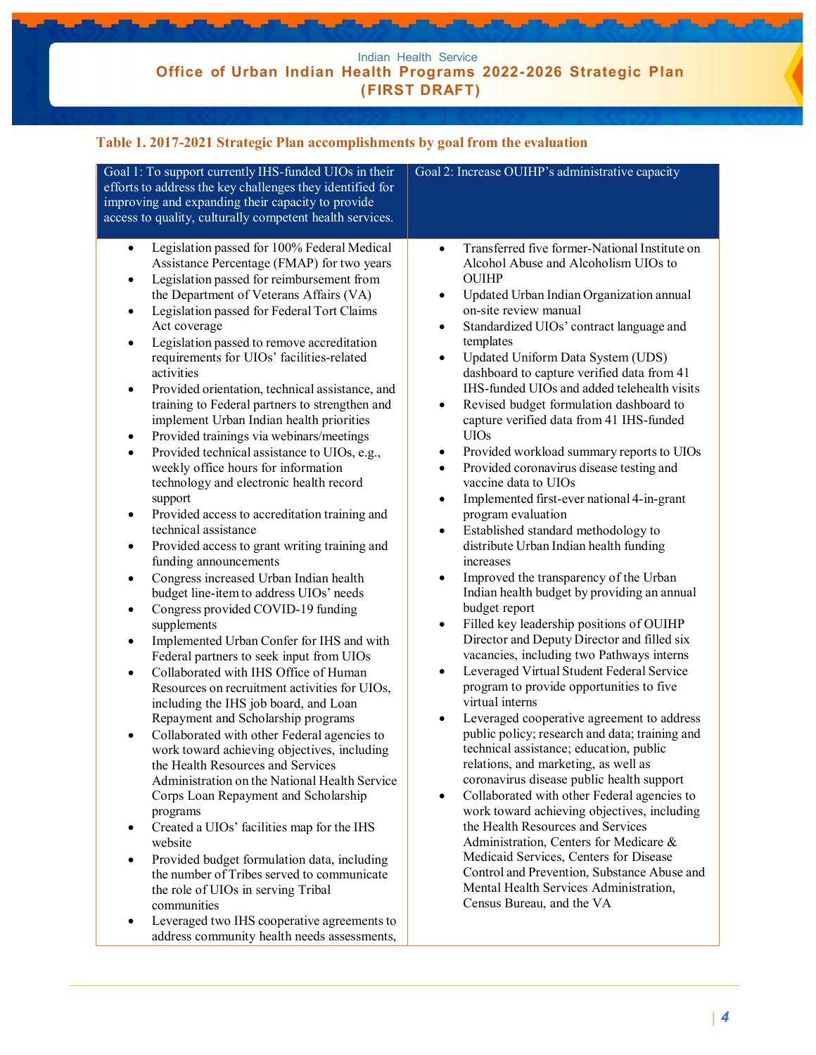**Table 1. 2017-2021 Strategic Plan accomplishments by goal from the evaluation**

| Goal 1: To support currently IHS-funded UIOs in their efforts to address the key challenges they identified for improving and expanding their capacity to provide access to quality, culturally competent health services. | Goal 2: Increase OUIHP's administrative capacity |
|---|---|
| • Legislation passed for 100% Federal Medical Assistance Percentage (FMAP) for two years<br>• Legislation passed for reimbursement from the Department of Veterans Affairs (VA)<br>• Legislation passed for Federal Tort Claims Act coverage<br>• Legislation passed to remove accreditation requirements for UIOs' facilities-related activities<br>• Provided orientation, technical assistance, and training to Federal partners to strengthen and implement Urban Indian health priorities<br>• Provided trainings via webinars/meetings<br>• Provided technical assistance to UIOs, e.g., weekly office hours for information technology and electronic health record support<br>• Provided access to accreditation training and technical assistance<br>• Provided access to grant writing training and funding announcements<br>• Congress increased Urban Indian health budget line-item to address UIOs' needs<br>• Congress provided COVID-19 funding supplements<br>• Implemented Urban Confer for IHS and with Federal partners to seek input from UIOs<br>• Collaborated with IHS Office of Human Resources on recruitment activities for UIOs, including the IHS job board, and Loan Repayment and Scholarship programs<br>• Collaborated with other Federal agencies to work toward achieving objectives, including the Health Resources and Services Administration on the National Health Service Corps Loan Repayment and Scholarship programs<br>• Created a UIOs' facilities map for the IHS website<br>• Provided budget formulation data, including the number of Tribes served to communicate the role of UIOs in serving Tribal communities<br>• Leveraged two IHS cooperative agreements to address community health needs assessments, | • Transferred five former-National Institute on Alcohol Abuse and Alcoholism UIOs to OUIHP<br>• Updated Urban Indian Organization annual on-site review manual<br>• Standardized UIOs' contract language and templates<br>• Updated Uniform Data System (UDS) dashboard to capture verified data from 41 IHS-funded UIOs and added telehealth visits<br>• Revised budget formulation dashboard to capture verified data from 41 IHS-funded UIOs<br>• Provided workload summary reports to UIOs<br>• Provided coronavirus disease testing and vaccine data to UIOs<br>• Implemented first-ever national 4-in-grant program evaluation<br>• Established standard methodology to distribute Urban Indian health funding increases<br>• Improved the transparency of the Urban Indian health budget by providing an annual budget report<br>• Filled key leadership positions of OUIHP Director and Deputy Director and filled six vacancies, including two Pathways interns<br>• Leveraged Virtual Student Federal Service program to provide opportunities to five virtual interns<br>• Leveraged cooperative agreement to address public policy; research and data; training and technical assistance; education, public relations, and marketing, as well as coronavirus disease public health support<br>• Collaborated with other Federal agencies to work toward achieving objectives, including the Health Resources and Services Administration, Centers for Medicare & Medicaid Services, Centers for Disease Control and Prevention, Substance Abuse and Mental Health Services Administration, Census Bureau, and the VA |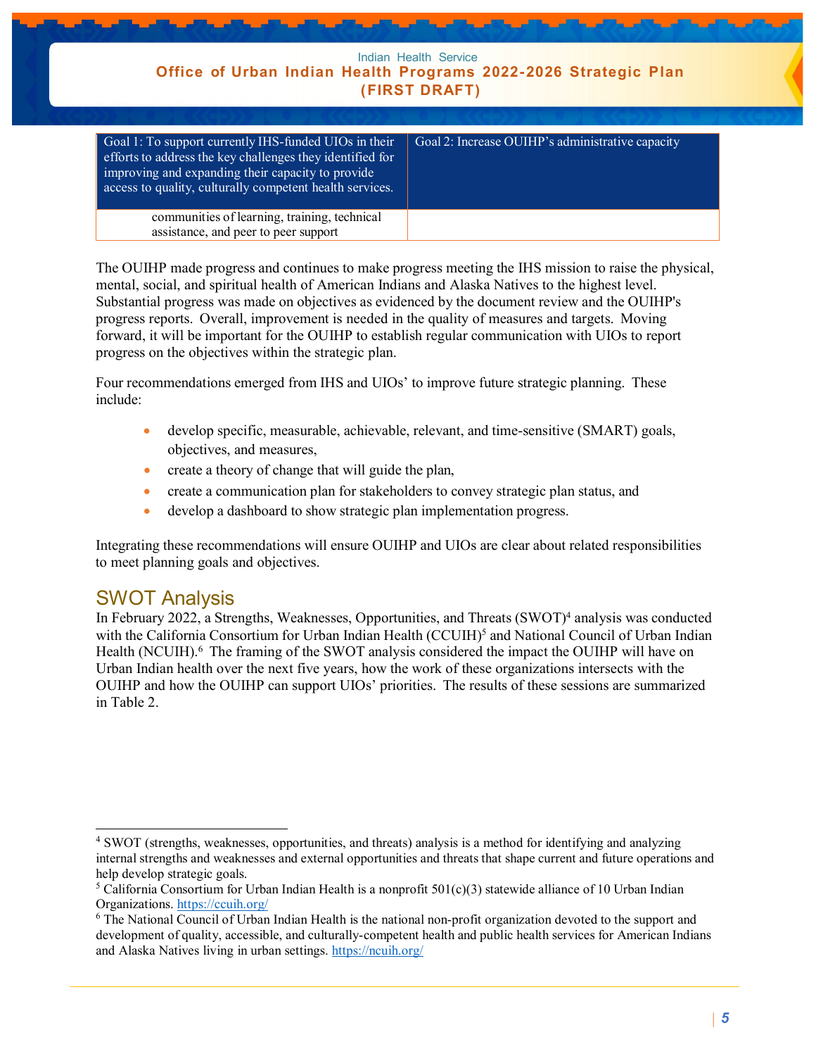| Goal 1: To support currently IHS-funded UIOs in their efforts to address the key challenges they identified for improving and expanding their capacity to provide access to quality, culturally competent health services. | Goal 2: Increase OUIHP's administrative capacity |
|---|---|
| communities of learning, training, technical assistance, and peer to peer support | |

The OUIHP made progress and continues to make progress meeting the IHS mission to raise the physical, mental, social, and spiritual health of American Indians and Alaska Natives to the highest level. Substantial progress was made on objectives as evidenced by the document review and the OUIHP's progress reports. Overall, improvement is needed in the quality of measures and targets. Moving forward, it will be important for the OUIHP to establish regular communication with UIOs to report progress on the objectives within the strategic plan.

Four recommendations emerged from IHS and UIOs' to improve future strategic planning. These include:

- develop specific, measurable, achievable, relevant, and time-sensitive (SMART) goals, objectives, and measures,
- create a theory of change that will guide the plan,
- create a communication plan for stakeholders to convey strategic plan status, and
- develop a dashboard to show strategic plan implementation progress.

Integrating these recommendations will ensure OUIHP and UIOs are clear about related responsibilities to meet planning goals and objectives.

## SWOT Analysis

In February 2022, a Strengths, Weaknesses, Opportunities, and Threats (SWOT)[4] analysis was conducted with the California Consortium for Urban Indian Health (CCUIH)[5] and National Council of Urban Indian Health (NCUIH).[6] The framing of the SWOT analysis considered the impact the OUIHP will have on Urban Indian health over the next five years, how the work of these organizations intersects with the OUIHP and how the OUIHP can support UIOs' priorities. The results of these sessions are summarized in Table 2.

---

[4] SWOT (strengths, weaknesses, opportunities, and threats) analysis is a method for identifying and analyzing internal strengths and weaknesses and external opportunities and threats that shape current and future operations and help develop strategic goals.

[5] California Consortium for Urban Indian Health is a nonprofit 501(c)(3) statewide alliance of 10 Urban Indian Organizations. https://ccuih.org/

[6] The National Council of Urban Indian Health is the national non-profit organization devoted to the support and development of quality, accessible, and culturally-competent health and public health services for American Indians and Alaska Natives living in urban settings. https://ncuih.org/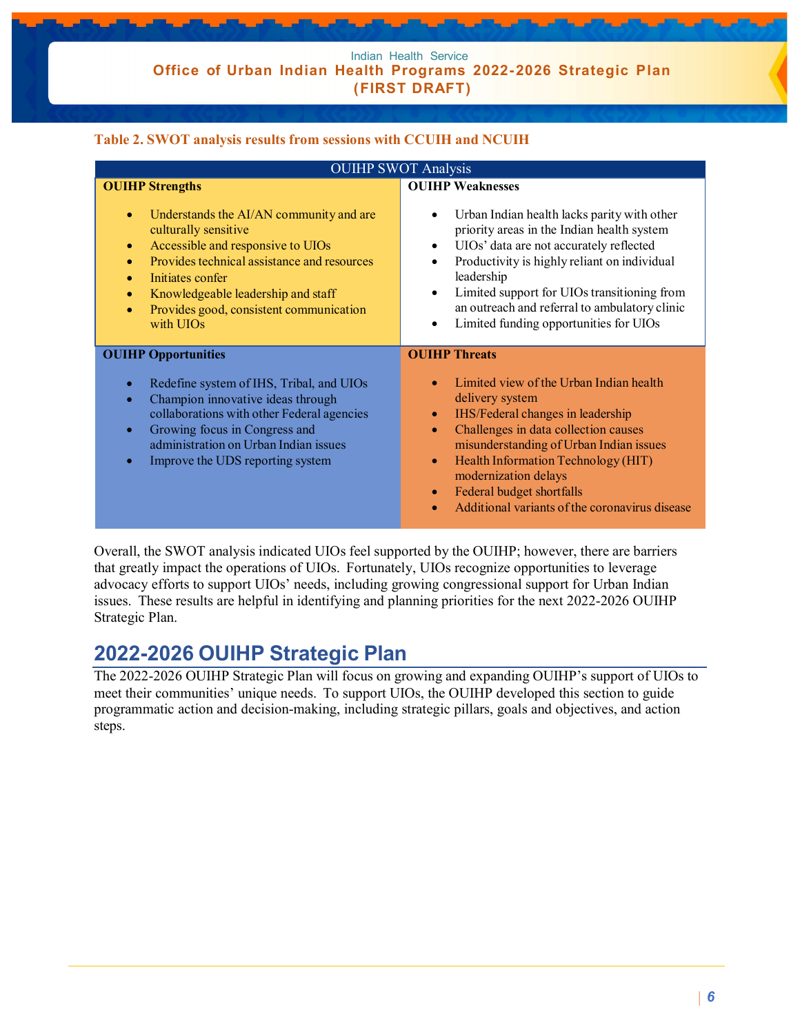**Table 2. SWOT analysis results from sessions with CCUIH and NCUIH**

| OUIHP SWOT Analysis | |
|---|---|
| **OUIHP Strengths**<br>• Understands the AI/AN community and are culturally sensitive<br>• Accessible and responsive to UIOs<br>• Provides technical assistance and resources<br>• Initiates confer<br>• Knowledgeable leadership and staff<br>• Provides good, consistent communication with UIOs | **OUIHP Weaknesses**<br>• Urban Indian health lacks parity with other priority areas in the Indian health system<br>• UIOs' data are not accurately reflected<br>• Productivity is highly reliant on individual leadership<br>• Limited support for UIOs transitioning from an outreach and referral to ambulatory clinic<br>• Limited funding opportunities for UIOs |
| **OUIHP Opportunities**<br>• Redefine system of IHS, Tribal, and UIOs<br>• Champion innovative ideas through collaborations with other Federal agencies<br>• Growing focus in Congress and administration on Urban Indian issues<br>• Improve the UDS reporting system | **OUIHP Threats**<br>• Limited view of the Urban Indian health delivery system<br>• IHS/Federal changes in leadership<br>• Challenges in data collection causes misunderstanding of Urban Indian issues<br>• Health Information Technology (HIT) modernization delays<br>• Federal budget shortfalls<br>• Additional variants of the coronavirus disease |

Overall, the SWOT analysis indicated UIOs feel supported by the OUIHP; however, there are barriers that greatly impact the operations of UIOs. Fortunately, UIOs recognize opportunities to leverage advocacy efforts to support UIOs' needs, including growing congressional support for Urban Indian issues. These results are helpful in identifying and planning priorities for the next 2022-2026 OUIHP Strategic Plan.

## 2022-2026 OUIHP Strategic Plan

The 2022-2026 OUIHP Strategic Plan will focus on growing and expanding OUIHP's support of UIOs to meet their communities' unique needs. To support UIOs, the OUIHP developed this section to guide programmatic action and decision-making, including strategic pillars, goals and objectives, and action steps.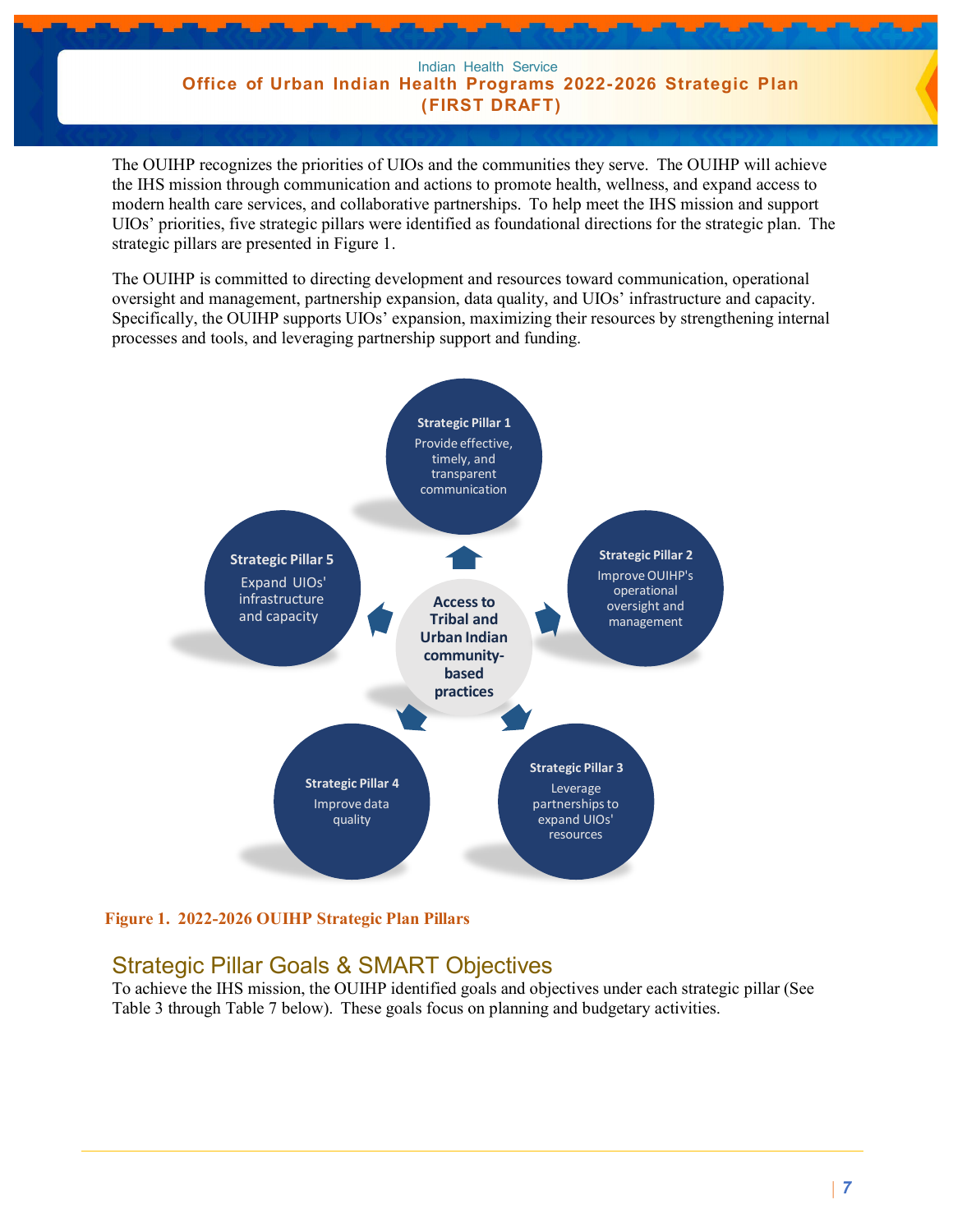The OUIHP recognizes the priorities of UIOs and the communities they serve. The OUIHP will achieve the IHS mission through communication and actions to promote health, wellness, and expand access to modern health care services, and collaborative partnerships. To help meet the IHS mission and support UIOs' priorities, five strategic pillars were identified as foundational directions for the strategic plan. The strategic pillars are presented in Figure 1.

The OUIHP is committed to directing development and resources toward communication, operational oversight and management, partnership expansion, data quality, and UIOs' infrastructure and capacity. Specifically, the OUIHP supports UIOs' expansion, maximizing their resources by strengthening internal processes and tools, and leveraging partnership support and funding.

Access to Tribal and Urban Indian community-based practices

- **Strategic Pillar 1** Provide effective, timely, and transparent communication
- **Strategic Pillar 2** Improve OUIHP's operational oversight and management
- **Strategic Pillar 3** Leverage partnerships to expand UIOs' resources
- **Strategic Pillar 4** Improve data quality
- **Strategic Pillar 5** Expand UIOs' infrastructure and capacity

**Figure 1. 2022-2026 OUIHP Strategic Plan Pillars**

## Strategic Pillar Goals & SMART Objectives

To achieve the IHS mission, the OUIHP identified goals and objectives under each strategic pillar (See Table 3 through Table 7 below). These goals focus on planning and budgetary activities.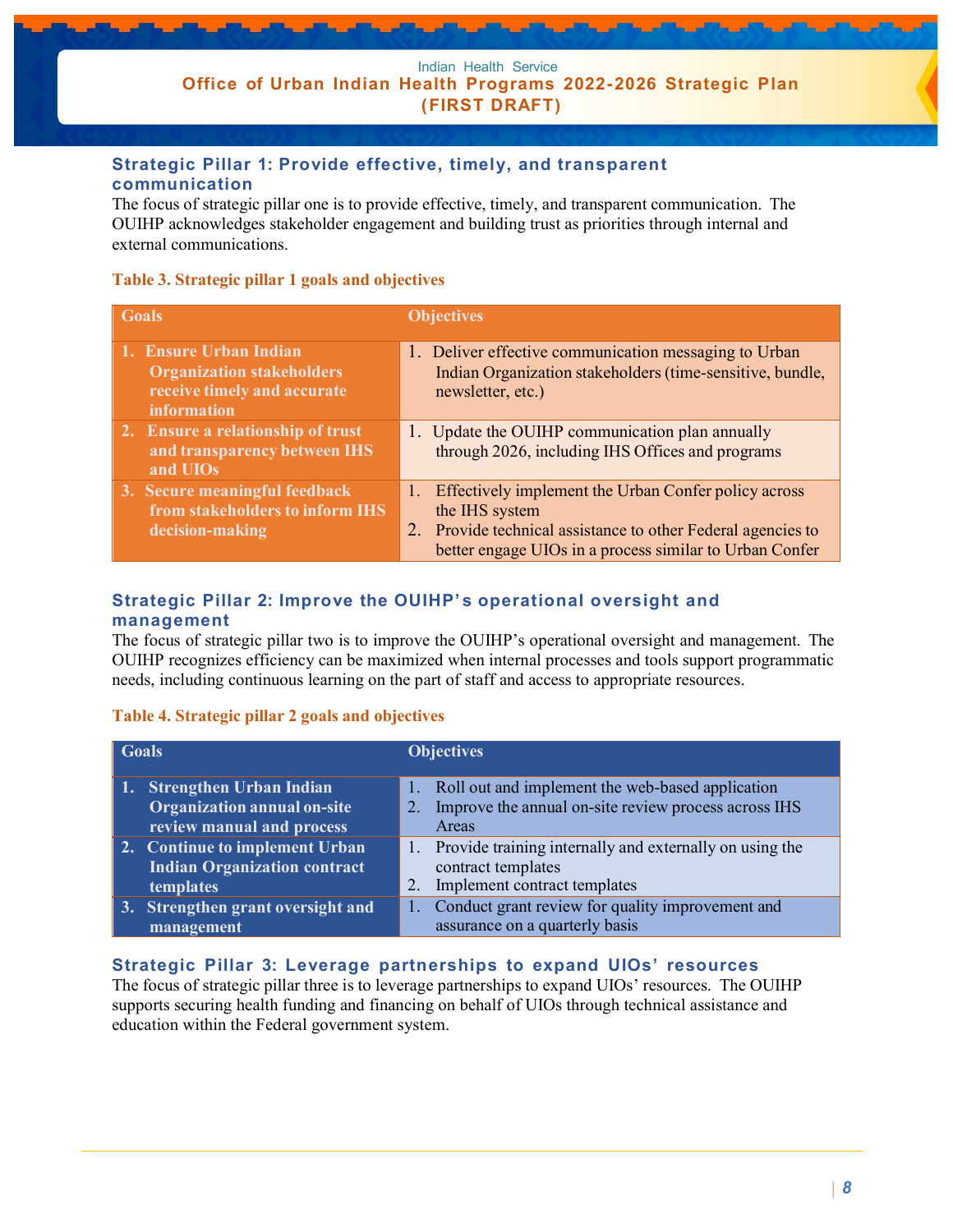### Strategic Pillar 1: Provide effective, timely, and transparent communication

The focus of strategic pillar one is to provide effective, timely, and transparent communication. The OUIHP acknowledges stakeholder engagement and building trust as priorities through internal and external communications.

**Table 3. Strategic pillar 1 goals and objectives**

| Goals | Objectives |
|---|---|
| **1. Ensure Urban Indian Organization stakeholders receive timely and accurate information** | 1. Deliver effective communication messaging to Urban Indian Organization stakeholders (time-sensitive, bundle, newsletter, etc.) |
| **2. Ensure a relationship of trust and transparency between IHS and UIOs** | 1. Update the OUIHP communication plan annually through 2026, including IHS Offices and programs |
| **3. Secure meaningful feedback from stakeholders to inform IHS decision-making** | 1. Effectively implement the Urban Confer policy across the IHS system<br>2. Provide technical assistance to other Federal agencies to better engage UIOs in a process similar to Urban Confer |

### Strategic Pillar 2: Improve the OUIHP's operational oversight and management

The focus of strategic pillar two is to improve the OUIHP's operational oversight and management. The OUIHP recognizes efficiency can be maximized when internal processes and tools support programmatic needs, including continuous learning on the part of staff and access to appropriate resources.

**Table 4. Strategic pillar 2 goals and objectives**

| Goals | Objectives |
|---|---|
| **1. Strengthen Urban Indian Organization annual on-site review manual and process** | 1. Roll out and implement the web-based application<br>2. Improve the annual on-site review process across IHS Areas |
| **2. Continue to implement Urban Indian Organization contract templates** | 1. Provide training internally and externally on using the contract templates<br>2. Implement contract templates |
| **3. Strengthen grant oversight and management** | 1. Conduct grant review for quality improvement and assurance on a quarterly basis |

### Strategic Pillar 3: Leverage partnerships to expand UIOs' resources

The focus of strategic pillar three is to leverage partnerships to expand UIOs' resources. The OUIHP supports securing health funding and financing on behalf of UIOs through technical assistance and education within the Federal government system.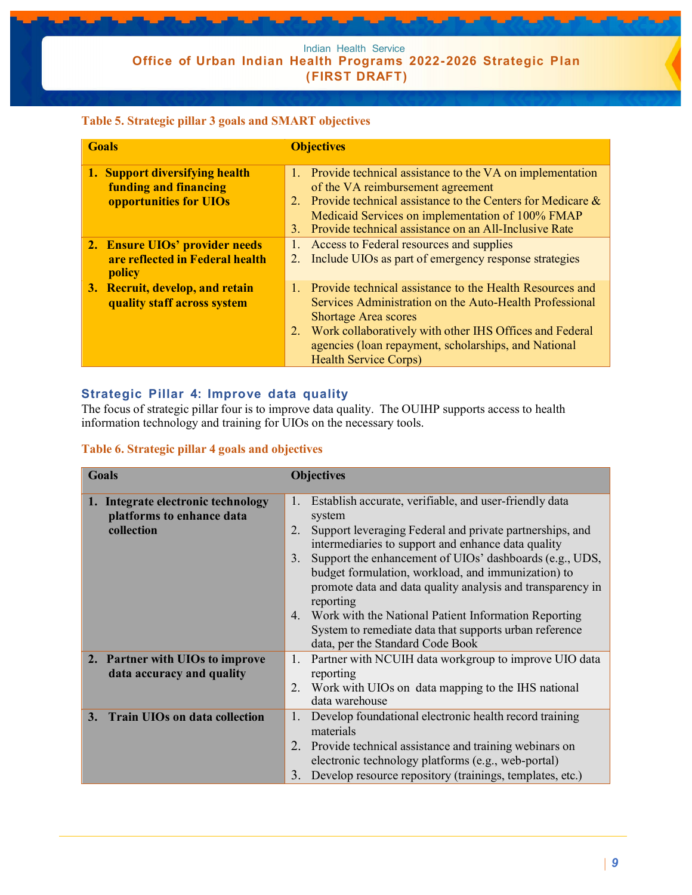**Table 5. Strategic pillar 3 goals and SMART objectives**

| Goals | Objectives |
|---|---|
| **1. Support diversifying health funding and financing opportunities for UIOs** | 1. Provide technical assistance to the VA on implementation of the VA reimbursement agreement<br>2. Provide technical assistance to the Centers for Medicare & Medicaid Services on implementation of 100% FMAP<br>3. Provide technical assistance on an All-Inclusive Rate |
| **2. Ensure UIOs' provider needs are reflected in Federal health policy** | 1. Access to Federal resources and supplies<br>2. Include UIOs as part of emergency response strategies |
| **3. Recruit, develop, and retain quality staff across system** | 1. Provide technical assistance to the Health Resources and Services Administration on the Auto-Health Professional Shortage Area scores<br>2. Work collaboratively with other IHS Offices and Federal agencies (loan repayment, scholarships, and National Health Service Corps) |

## Strategic Pillar 4: Improve data quality

The focus of strategic pillar four is to improve data quality. The OUIHP supports access to health information technology and training for UIOs on the necessary tools.

**Table 6. Strategic pillar 4 goals and objectives**

| Goals | Objectives |
|---|---|
| **1. Integrate electronic technology platforms to enhance data collection** | 1. Establish accurate, verifiable, and user-friendly data system<br>2. Support leveraging Federal and private partnerships, and intermediaries to support and enhance data quality<br>3. Support the enhancement of UIOs' dashboards (e.g., UDS, budget formulation, workload, and immunization) to promote data and data quality analysis and transparency in reporting<br>4. Work with the National Patient Information Reporting System to remediate data that supports urban reference data, per the Standard Code Book |
| **2. Partner with UIOs to improve data accuracy and quality** | 1. Partner with NCUIH data workgroup to improve UIO data reporting<br>2. Work with UIOs on data mapping to the IHS national data warehouse |
| **3. Train UIOs on data collection** | 1. Develop foundational electronic health record training materials<br>2. Provide technical assistance and training webinars on electronic technology platforms (e.g., web-portal)<br>3. Develop resource repository (trainings, templates, etc.) |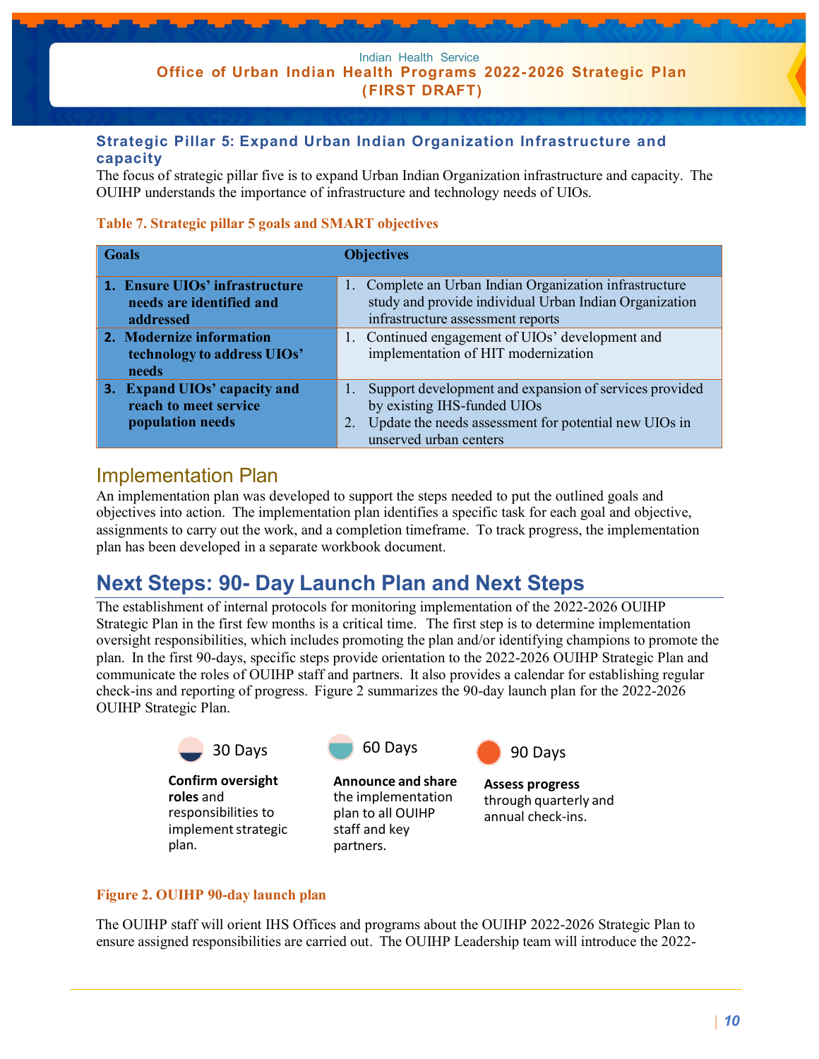### Strategic Pillar 5: Expand Urban Indian Organization Infrastructure and capacity

The focus of strategic pillar five is to expand Urban Indian Organization infrastructure and capacity. The OUIHP understands the importance of infrastructure and technology needs of UIOs.

**Table 7. Strategic pillar 5 goals and SMART objectives**

| Goals | Objectives |
|---|---|
| **1. Ensure UIOs' infrastructure needs are identified and addressed** | 1. Complete an Urban Indian Organization infrastructure study and provide individual Urban Indian Organization infrastructure assessment reports |
| **2. Modernize information technology to address UIOs' needs** | 1. Continued engagement of UIOs' development and implementation of HIT modernization |
| **3. Expand UIOs' capacity and reach to meet service population needs** | 1. Support development and expansion of services provided by existing IHS-funded UIOs<br>2. Update the needs assessment for potential new UIOs in unserved urban centers |

## Implementation Plan

An implementation plan was developed to support the steps needed to put the outlined goals and objectives into action. The implementation plan identifies a specific task for each goal and objective, assignments to carry out the work, and a completion timeframe. To track progress, the implementation plan has been developed in a separate workbook document.

## Next Steps: 90- Day Launch Plan and Next Steps

The establishment of internal protocols for monitoring implementation of the 2022-2026 OUIHP Strategic Plan in the first few months is a critical time. The first step is to determine implementation oversight responsibilities, which includes promoting the plan and/or identifying champions to promote the plan. In the first 90-days, specific steps provide orientation to the 2022-2026 OUIHP Strategic Plan and communicate the roles of OUIHP staff and partners. It also provides a calendar for establishing regular check-ins and reporting of progress. Figure 2 summarizes the 90-day launch plan for the 2022-2026 OUIHP Strategic Plan.

**30 Days**
**Confirm oversight roles** and responsibilities to implement strategic plan.

**60 Days**
**Announce and share** the implementation plan to all OUIHP staff and key partners.

**90 Days**
**Assess progress** through quarterly and annual check-ins.

**Figure 2. OUIHP 90-day launch plan**

The OUIHP staff will orient IHS Offices and programs about the OUIHP 2022-2026 Strategic Plan to ensure assigned responsibilities are carried out. The OUIHP Leadership team will introduce the 2022-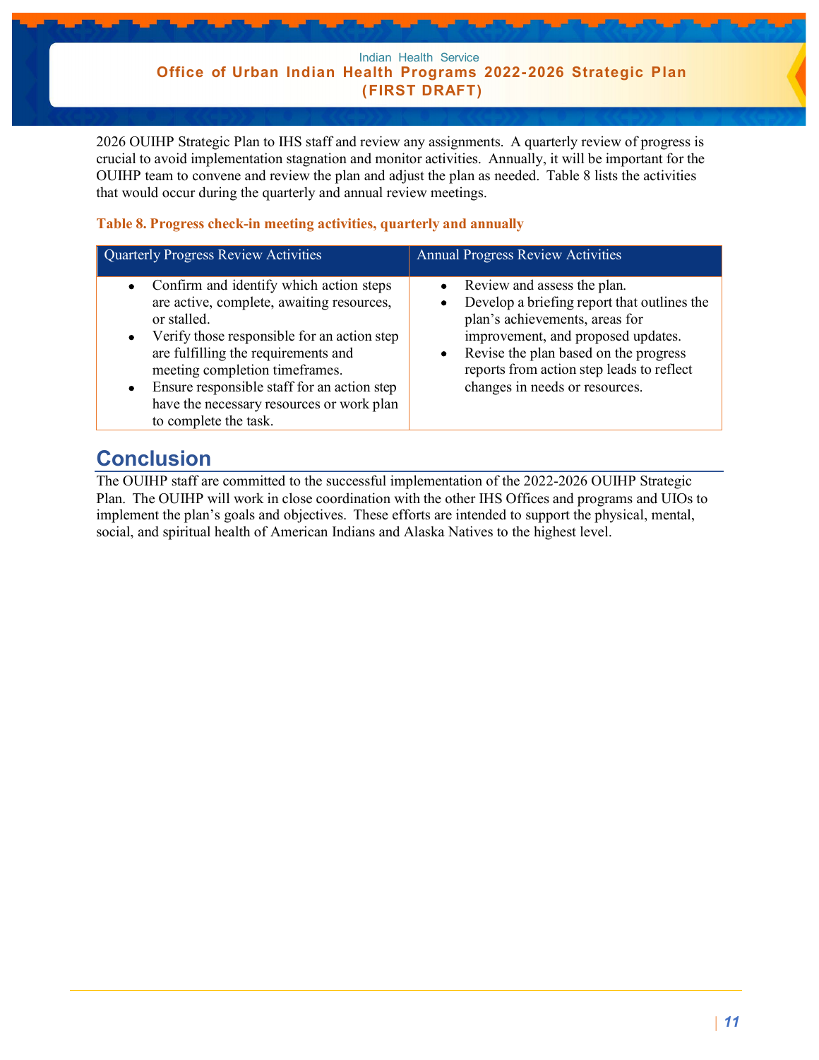2026 OUIHP Strategic Plan to IHS staff and review any assignments. A quarterly review of progress is crucial to avoid implementation stagnation and monitor activities. Annually, it will be important for the OUIHP team to convene and review the plan and adjust the plan as needed. Table 8 lists the activities that would occur during the quarterly and annual review meetings.

**Table 8. Progress check-in meeting activities, quarterly and annually**

| Quarterly Progress Review Activities | Annual Progress Review Activities |
|---|---|
| • Confirm and identify which action steps are active, complete, awaiting resources, or stalled.<br>• Verify those responsible for an action step are fulfilling the requirements and meeting completion timeframes.<br>• Ensure responsible staff for an action step have the necessary resources or work plan to complete the task. | • Review and assess the plan.<br>• Develop a briefing report that outlines the plan's achievements, areas for improvement, and proposed updates.<br>• Revise the plan based on the progress reports from action step leads to reflect changes in needs or resources. |

## Conclusion

The OUIHP staff are committed to the successful implementation of the 2022-2026 OUIHP Strategic Plan. The OUIHP will work in close coordination with the other IHS Offices and programs and UIOs to implement the plan's goals and objectives. These efforts are intended to support the physical, mental, social, and spiritual health of American Indians and Alaska Natives to the highest level.